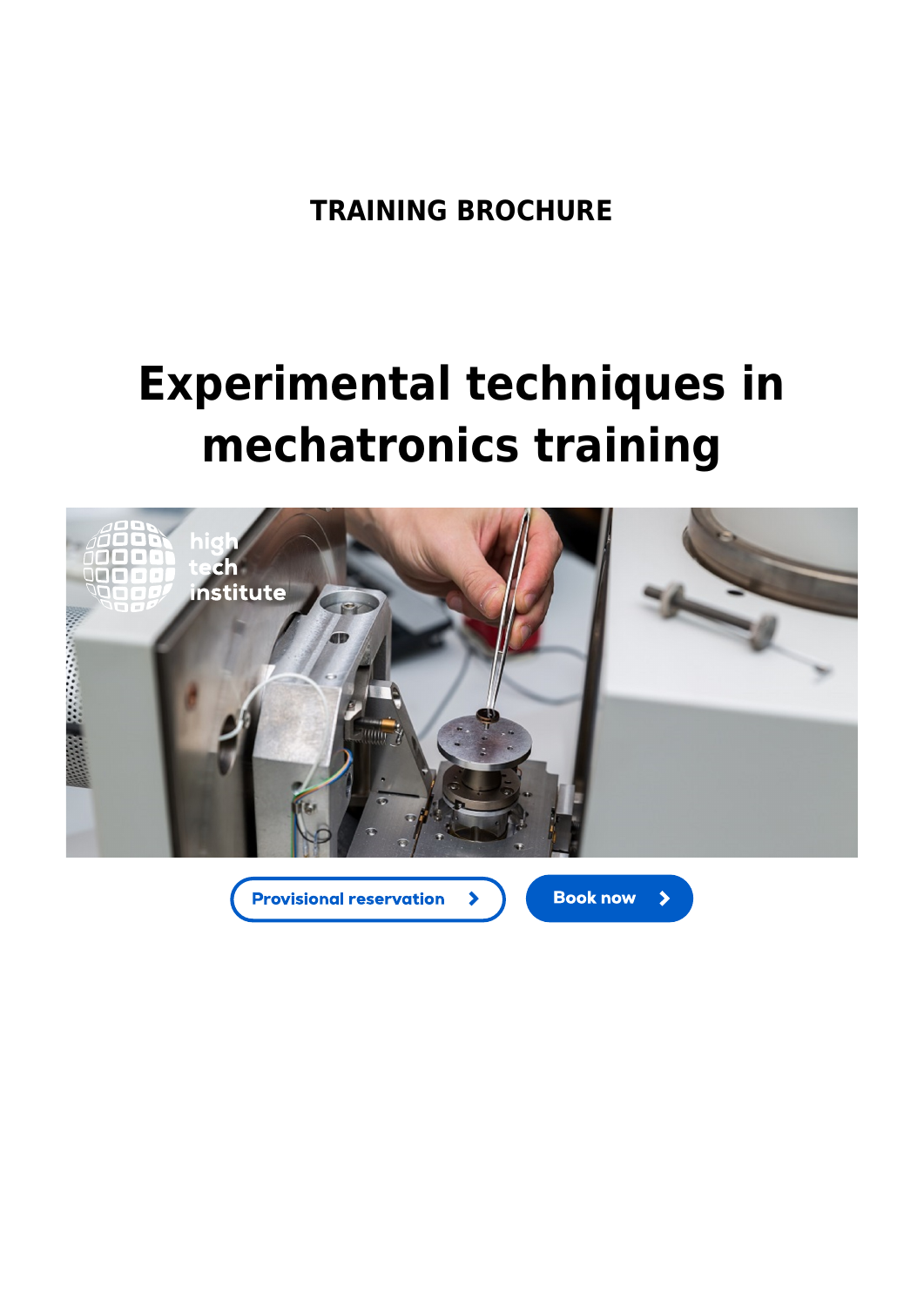TRAINING BROCHURE

# Experimental techniques in mechatronics training

Provisional reservation

Book now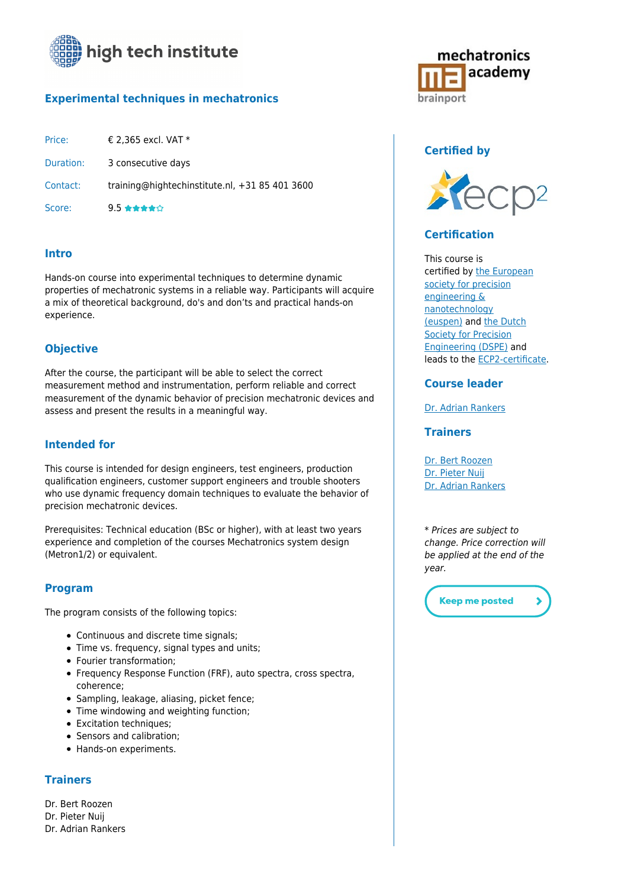high tech institute

## Experimental techniques in mechatronics

| | |
|---|---|
| Price: | € 2,365 excl. VAT * |
| Duration: | 3 consecutive days |
| Contact: | training@hightechinstitute.nl, +31 85 401 3600 |
| Score: | 9.5 ★★★★☆ |

### Intro

Hands-on course into experimental techniques to determine dynamic properties of mechatronic systems in a reliable way. Participants will acquire a mix of theoretical background, do's and don'ts and practical hands-on experience.

### Objective

After the course, the participant will be able to select the correct measurement method and instrumentation, perform reliable and correct measurement of the dynamic behavior of precision mechatronic devices and assess and present the results in a meaningful way.

### Intended for

This course is intended for design engineers, test engineers, production qualification engineers, customer support engineers and trouble shooters who use dynamic frequency domain techniques to evaluate the behavior of precision mechatronic devices.

Prerequisites: Technical education (BSc or higher), with at least two years experience and completion of the courses Mechatronics system design (Metron1/2) or equivalent.

### Program

The program consists of the following topics:

- Continuous and discrete time signals;
- Time vs. frequency, signal types and units;
- Fourier transformation;
- Frequency Response Function (FRF), auto spectra, cross spectra, coherence;
- Sampling, leakage, aliasing, picket fence;
- Time windowing and weighting function;
- Excitation techniques;
- Sensors and calibration;
- Hands-on experiments.

### Trainers

Dr. Bert Roozen
Dr. Pieter Nuij
Dr. Adrian Rankers

mechatronics academy brainport

### Certified by

ecp2

### Certification

This course is certified by the European society for precision engineering & nanotechnology (euspen) and the Dutch Society for Precision Engineering (DSPE) and leads to the ECP2-certificate.

### Course leader

Dr. Adrian Rankers

### Trainers

Dr. Bert Roozen
Dr. Pieter Nuij
Dr. Adrian Rankers

*\* Prices are subject to change. Price correction will be applied at the end of the year.*

Keep me posted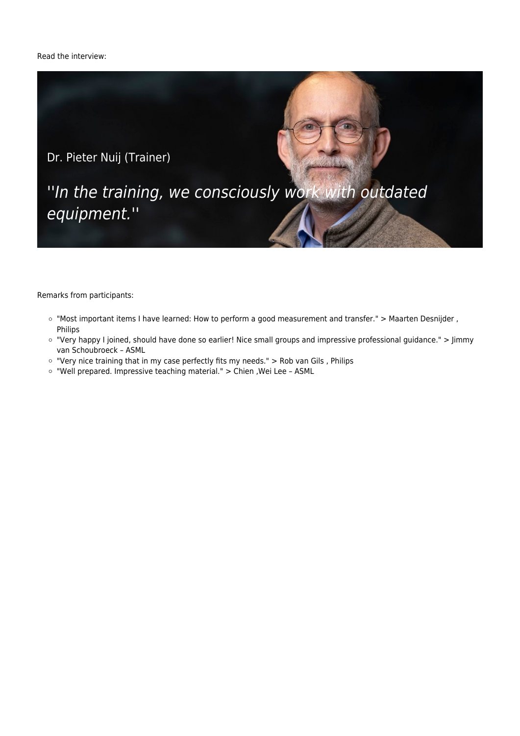Read the interview:

Dr. Pieter Nuij (Trainer)

*''In the training, we consciously work with outdated equipment.''*

Remarks from participants:

- "Most important items I have learned: How to perform a good measurement and transfer." > Maarten Desnijder , Philips
- "Very happy I joined, should have done so earlier! Nice small groups and impressive professional guidance." > Jimmy van Schoubroeck – ASML
- "Very nice training that in my case perfectly fits my needs." > Rob van Gils , Philips
- "Well prepared. Impressive teaching material." > Chien ,Wei Lee – ASML